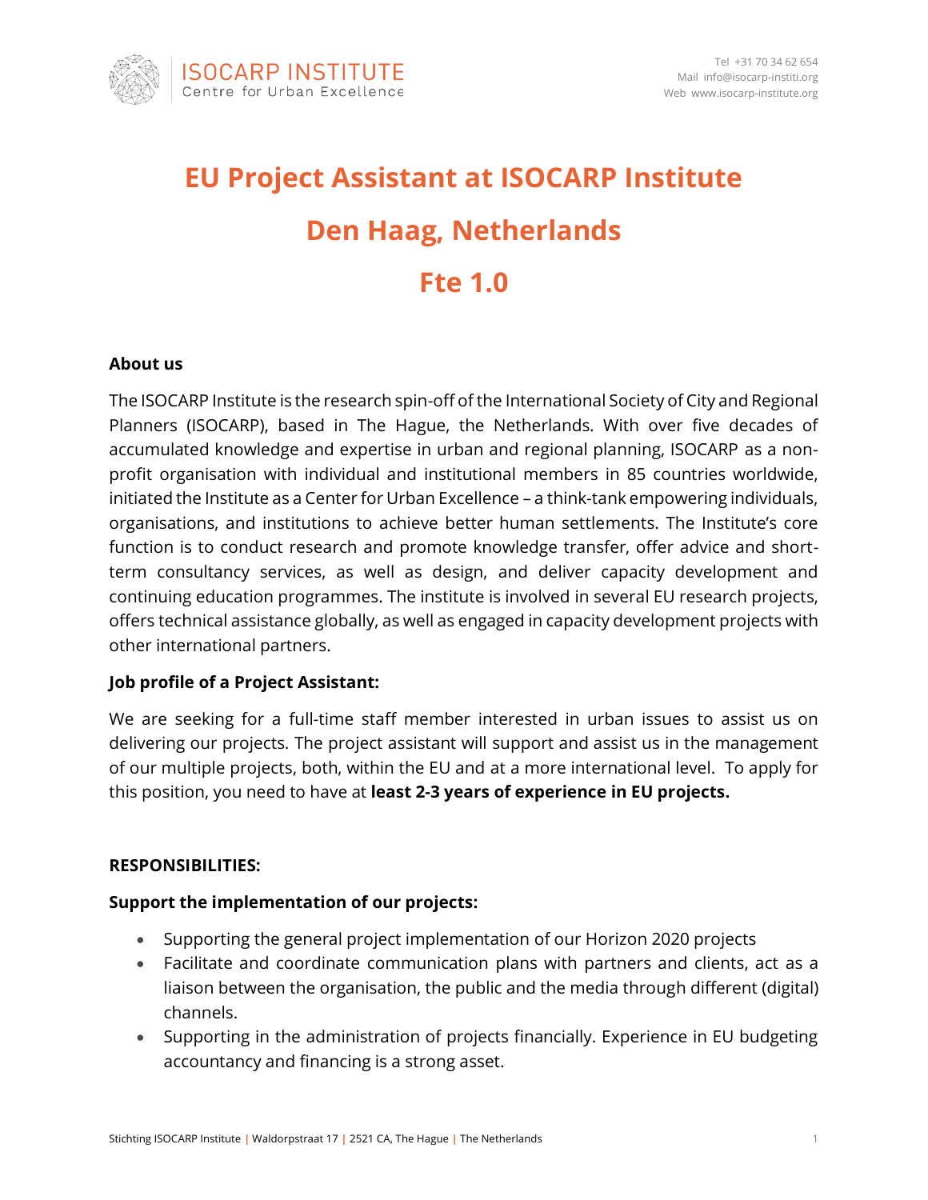ISOCARP INSTITUTE
Centre for Urban Excellence

Tel +31 70 34 62 654
Mail info@isocarp-instit.org
Web www.isocarp-institute.org

# EU Project Assistant at ISOCARP Institute

# Den Haag, Netherlands

# Fte 1.0

**About us**

The ISOCARP Institute is the research spin-off of the International Society of City and Regional Planners (ISOCARP), based in The Hague, the Netherlands. With over five decades of accumulated knowledge and expertise in urban and regional planning, ISOCARP as a non-profit organisation with individual and institutional members in 85 countries worldwide, initiated the Institute as a Center for Urban Excellence – a think-tank empowering individuals, organisations, and institutions to achieve better human settlements. The Institute's core function is to conduct research and promote knowledge transfer, offer advice and short-term consultancy services, as well as design, and deliver capacity development and continuing education programmes. The institute is involved in several EU research projects, offers technical assistance globally, as well as engaged in capacity development projects with other international partners.

**Job profile of a Project Assistant:**

We are seeking for a full-time staff member interested in urban issues to assist us on delivering our projects. The project assistant will support and assist us in the management of our multiple projects, both, within the EU and at a more international level. To apply for this position, you need to have at **least 2-3 years of experience in EU projects.**

**RESPONSIBILITIES:**

**Support the implementation of our projects:**

- Supporting the general project implementation of our Horizon 2020 projects
- Facilitate and coordinate communication plans with partners and clients, act as a liaison between the organisation, the public and the media through different (digital) channels.
- Supporting in the administration of projects financially. Experience in EU budgeting accountancy and financing is a strong asset.

Stichting ISOCARP Institute | Waldorpstraat 17 | 2521 CA, The Hague | The Netherlands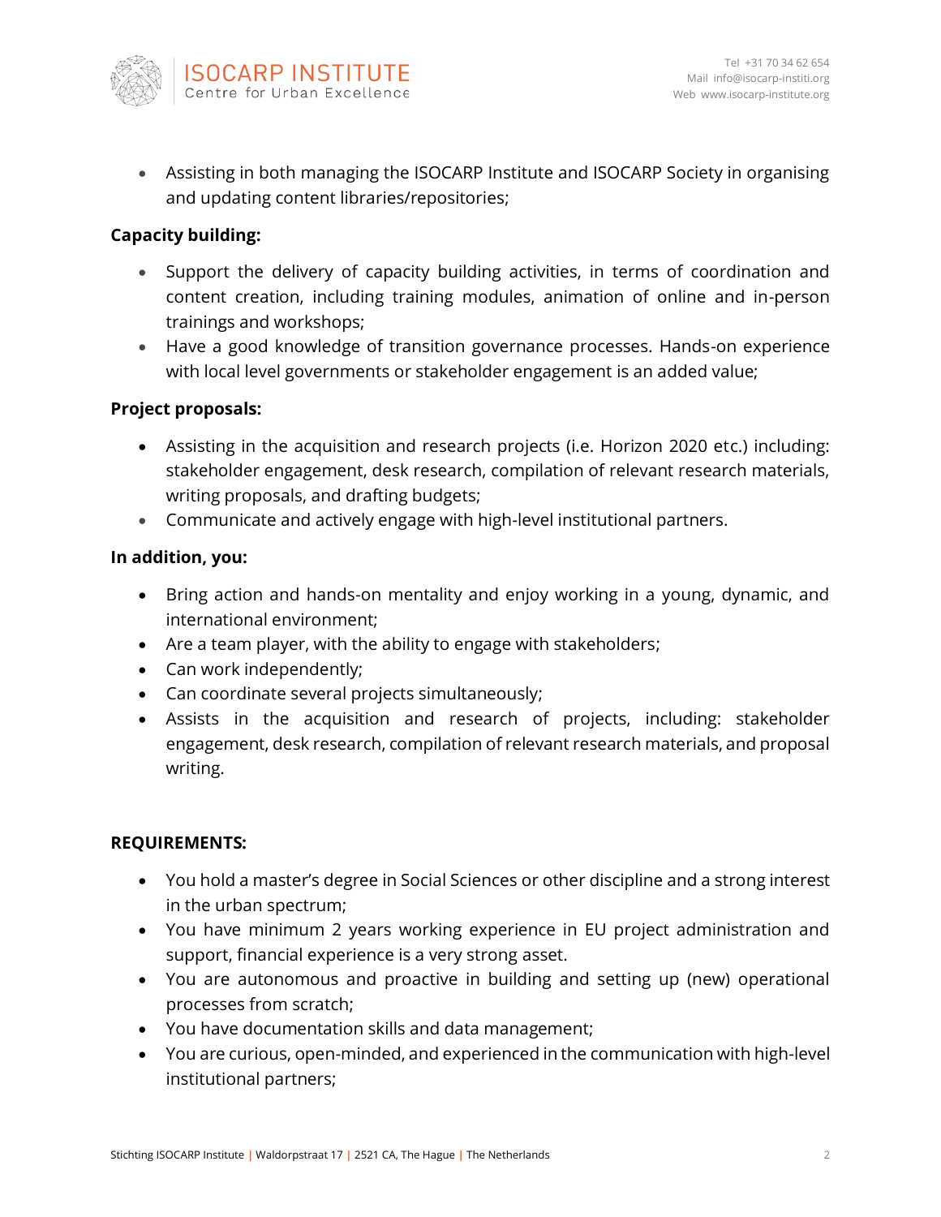- Assisting in both managing the ISOCARP Institute and ISOCARP Society in organising and updating content libraries/repositories;

**Capacity building:**

- Support the delivery of capacity building activities, in terms of coordination and content creation, including training modules, animation of online and in-person trainings and workshops;
- Have a good knowledge of transition governance processes. Hands-on experience with local level governments or stakeholder engagement is an added value;

**Project proposals:**

- Assisting in the acquisition and research projects (i.e. Horizon 2020 etc.) including: stakeholder engagement, desk research, compilation of relevant research materials, writing proposals, and drafting budgets;
- Communicate and actively engage with high-level institutional partners.

**In addition, you:**

- Bring action and hands-on mentality and enjoy working in a young, dynamic, and international environment;
- Are a team player, with the ability to engage with stakeholders;
- Can work independently;
- Can coordinate several projects simultaneously;
- Assists in the acquisition and research of projects, including: stakeholder engagement, desk research, compilation of relevant research materials, and proposal writing.

**REQUIREMENTS:**

- You hold a master's degree in Social Sciences or other discipline and a strong interest in the urban spectrum;
- You have minimum 2 years working experience in EU project administration and support, financial experience is a very strong asset.
- You are autonomous and proactive in building and setting up (new) operational processes from scratch;
- You have documentation skills and data management;
- You are curious, open-minded, and experienced in the communication with high-level institutional partners;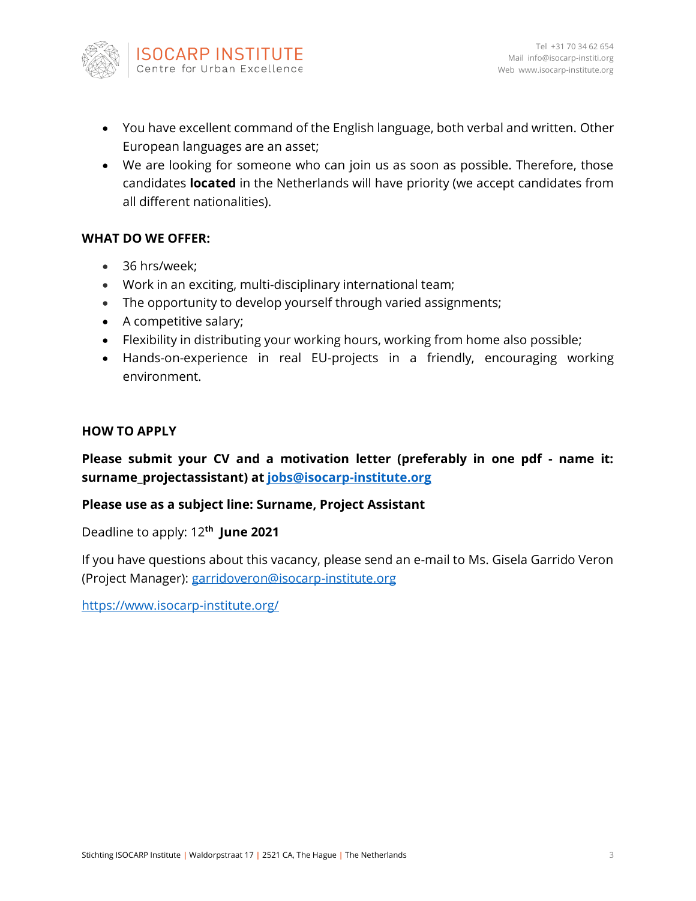- You have excellent command of the English language, both verbal and written. Other European languages are an asset;
- We are looking for someone who can join us as soon as possible. Therefore, those candidates **located** in the Netherlands will have priority (we accept candidates from all different nationalities).

**WHAT DO WE OFFER:**

- 36 hrs/week;
- Work in an exciting, multi-disciplinary international team;
- The opportunity to develop yourself through varied assignments;
- A competitive salary;
- Flexibility in distributing your working hours, working from home also possible;
- Hands-on-experience in real EU-projects in a friendly, encouraging working environment.

**HOW TO APPLY**

**Please submit your CV and a motivation letter (preferably in one pdf - name it: surname_projectassistant) at jobs@isocarp-institute.org**

**Please use as a subject line: Surname, Project Assistant**

Deadline to apply: 12th **June 2021**

If you have questions about this vacancy, please send an e-mail to Ms. Gisela Garrido Veron (Project Manager): garridoveron@isocarp-institute.org

https://www.isocarp-institute.org/